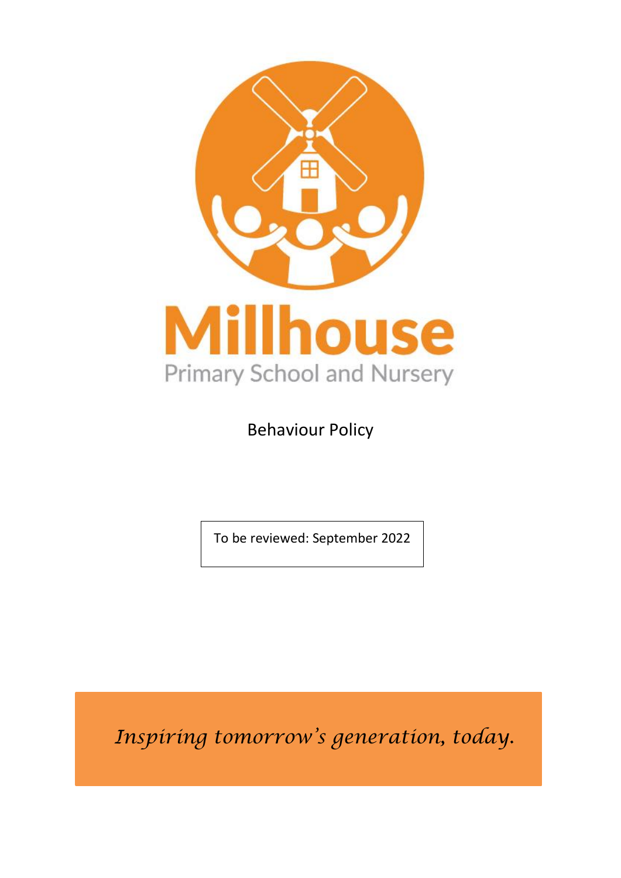# Millhouse

Primary School and Nursery

## Behaviour Policy

To be reviewed: September 2022

*Inspiring tomorrow's generation, today.*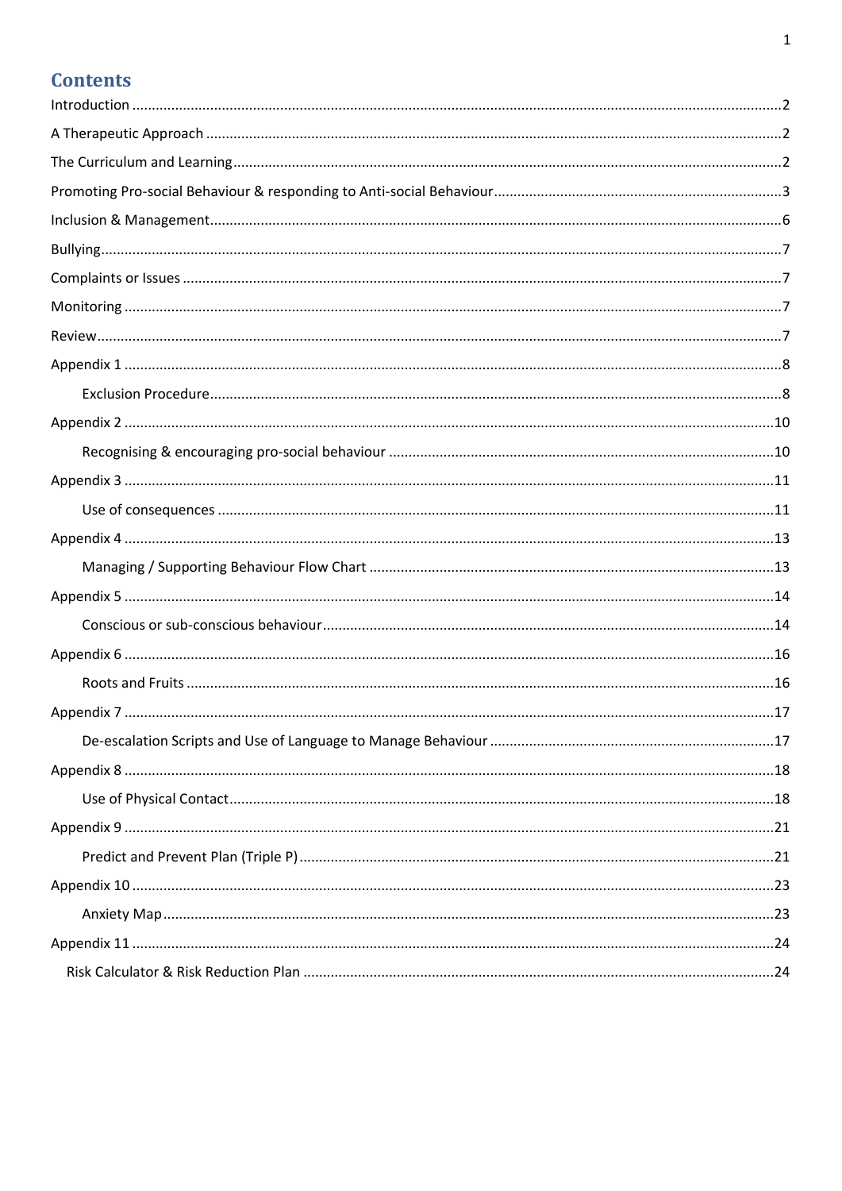# Contents

Introduction ....................................................................................................................................................2

A Therapeutic Approach .................................................................................................................................2

The Curriculum and Learning..........................................................................................................................2

Promoting Pro-social Behaviour & responding to Anti-social Behaviour.........................................................3

Inclusion & Management................................................................................................................................6

Bullying............................................................................................................................................................7

Complaints or Issues .......................................................................................................................................7

Monitoring ......................................................................................................................................................7

Review..............................................................................................................................................................7

Appendix 1 .......................................................................................................................................................8

- Exclusion Procedure.................................................................................................................................8

Appendix 2 .....................................................................................................................................................10

- Recognising & encouraging pro-social behaviour ..................................................................................10

Appendix 3 .....................................................................................................................................................11

- Use of consequences .............................................................................................................................11

Appendix 4 .....................................................................................................................................................13

- Managing / Supporting Behaviour Flow Chart .......................................................................................13

Appendix 5 .....................................................................................................................................................14

- Conscious or sub-conscious behaviour...................................................................................................14

Appendix 6 .....................................................................................................................................................16

- Roots and Fruits .....................................................................................................................................16

Appendix 7 .....................................................................................................................................................17

- De-escalation Scripts and Use of Language to Manage Behaviour .........................................................17

Appendix 8 .....................................................................................................................................................18

- Use of Physical Contact...........................................................................................................................18

Appendix 9 .....................................................................................................................................................21

- Predict and Prevent Plan (Triple P) .........................................................................................................21

Appendix 10 ...................................................................................................................................................23

- Anxiety Map...........................................................................................................................................23

Appendix 11 ...................................................................................................................................................24

- Risk Calculator & Risk Reduction Plan ........................................................................................................24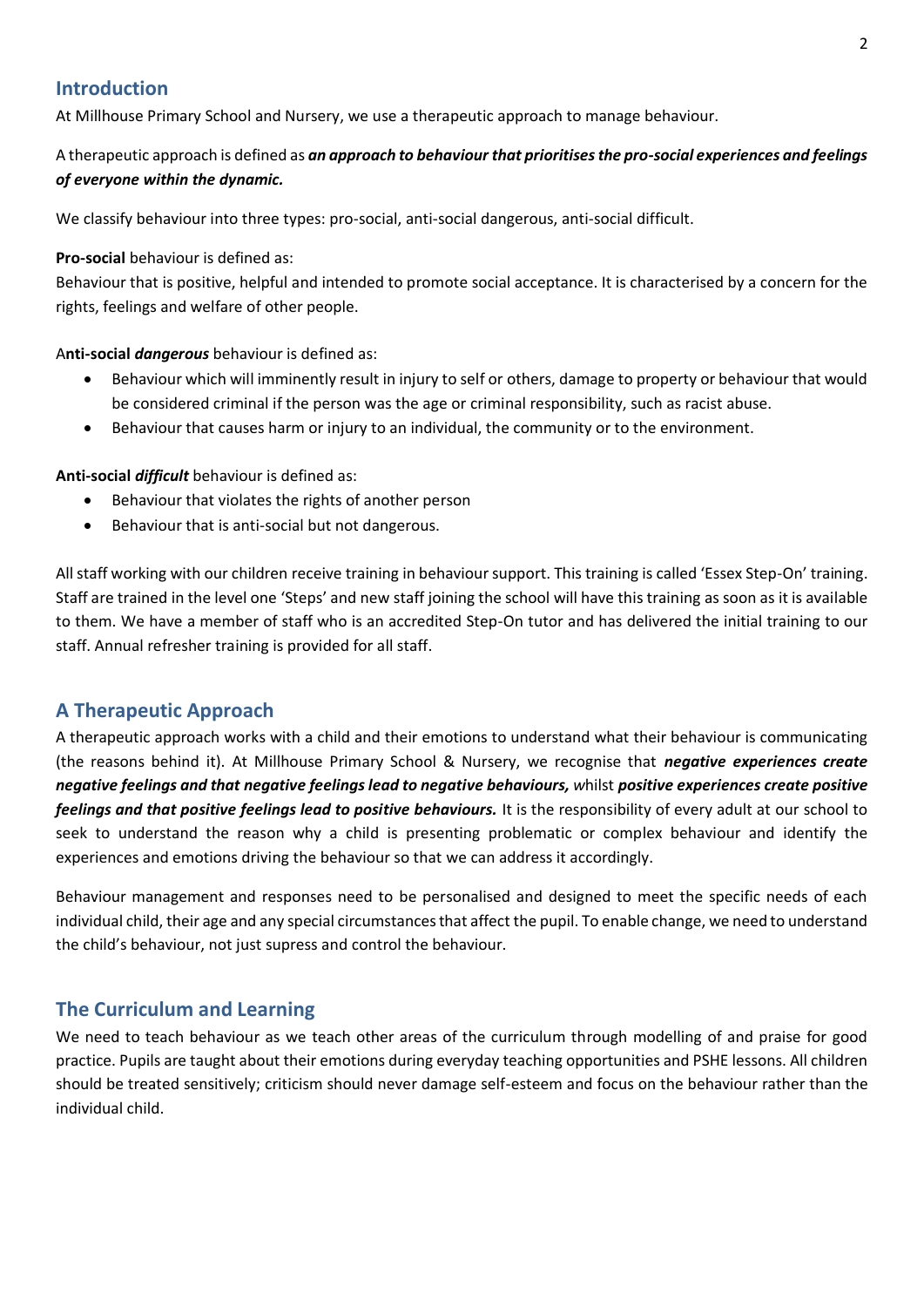## Introduction

At Millhouse Primary School and Nursery, we use a therapeutic approach to manage behaviour.

A therapeutic approach is defined as ***an approach to behaviour that prioritises the pro-social experiences and feelings of everyone within the dynamic.***

We classify behaviour into three types: pro-social, anti-social dangerous, anti-social difficult.

**Pro-social** behaviour is defined as:
Behaviour that is positive, helpful and intended to promote social acceptance. It is characterised by a concern for the rights, feelings and welfare of other people.

A**nti-social *dangerous*** behaviour is defined as:

- Behaviour which will imminently result in injury to self or others, damage to property or behaviour that would be considered criminal if the person was the age or criminal responsibility, such as racist abuse.
- Behaviour that causes harm or injury to an individual, the community or to the environment.

**Anti-social *difficult*** behaviour is defined as:

- Behaviour that violates the rights of another person
- Behaviour that is anti-social but not dangerous.

All staff working with our children receive training in behaviour support. This training is called 'Essex Step-On' training. Staff are trained in the level one 'Steps' and new staff joining the school will have this training as soon as it is available to them. We have a member of staff who is an accredited Step-On tutor and has delivered the initial training to our staff. Annual refresher training is provided for all staff.

## A Therapeutic Approach

A therapeutic approach works with a child and their emotions to understand what their behaviour is communicating (the reasons behind it). At Millhouse Primary School & Nursery, we recognise that ***negative experiences create negative feelings and that negative feelings lead to negative behaviours,*** whilst ***positive experiences create positive feelings and that positive feelings lead to positive behaviours.*** It is the responsibility of every adult at our school to seek to understand the reason why a child is presenting problematic or complex behaviour and identify the experiences and emotions driving the behaviour so that we can address it accordingly.

Behaviour management and responses need to be personalised and designed to meet the specific needs of each individual child, their age and any special circumstances that affect the pupil. To enable change, we need to understand the child's behaviour, not just supress and control the behaviour.

## The Curriculum and Learning

We need to teach behaviour as we teach other areas of the curriculum through modelling of and praise for good practice. Pupils are taught about their emotions during everyday teaching opportunities and PSHE lessons. All children should be treated sensitively; criticism should never damage self-esteem and focus on the behaviour rather than the individual child.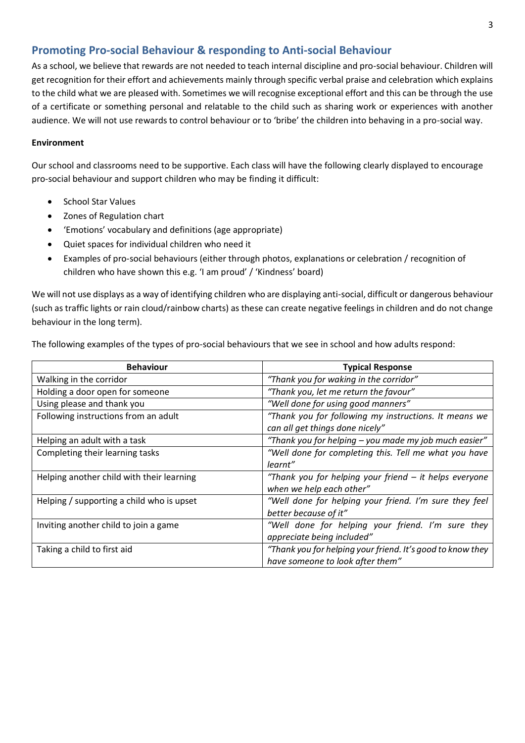## Promoting Pro-social Behaviour & responding to Anti-social Behaviour

As a school, we believe that rewards are not needed to teach internal discipline and pro-social behaviour. Children will get recognition for their effort and achievements mainly through specific verbal praise and celebration which explains to the child what we are pleased with. Sometimes we will recognise exceptional effort and this can be through the use of a certificate or something personal and relatable to the child such as sharing work or experiences with another audience. We will not use rewards to control behaviour or to 'bribe' the children into behaving in a pro-social way.

**Environment**

Our school and classrooms need to be supportive. Each class will have the following clearly displayed to encourage pro-social behaviour and support children who may be finding it difficult:

- School Star Values
- Zones of Regulation chart
- 'Emotions' vocabulary and definitions (age appropriate)
- Quiet spaces for individual children who need it
- Examples of pro-social behaviours (either through photos, explanations or celebration / recognition of children who have shown this e.g. 'I am proud' / 'Kindness' board)

We will not use displays as a way of identifying children who are displaying anti-social, difficult or dangerous behaviour (such as traffic lights or rain cloud/rainbow charts) as these can create negative feelings in children and do not change behaviour in the long term).

The following examples of the types of pro-social behaviours that we see in school and how adults respond:

| Behaviour | Typical Response |
| --- | --- |
| Walking in the corridor | *"Thank you for waking in the corridor"* |
| Holding a door open for someone | *"Thank you, let me return the favour"* |
| Using please and thank you | *"Well done for using good manners"* |
| Following instructions from an adult | *"Thank you for following my instructions. It means we can all get things done nicely"* |
| Helping an adult with a task | *"Thank you for helping – you made my job much easier"* |
| Completing their learning tasks | *"Well done for completing this. Tell me what you have learnt"* |
| Helping another child with their learning | *"Thank you for helping your friend – it helps everyone when we help each other"* |
| Helping / supporting a child who is upset | *"Well done for helping your friend. I'm sure they feel better because of it"* |
| Inviting another child to join a game | *"Well done for helping your friend. I'm sure they appreciate being included"* |
| Taking a child to first aid | *"Thank you for helping your friend. It's good to know they have someone to look after them"* |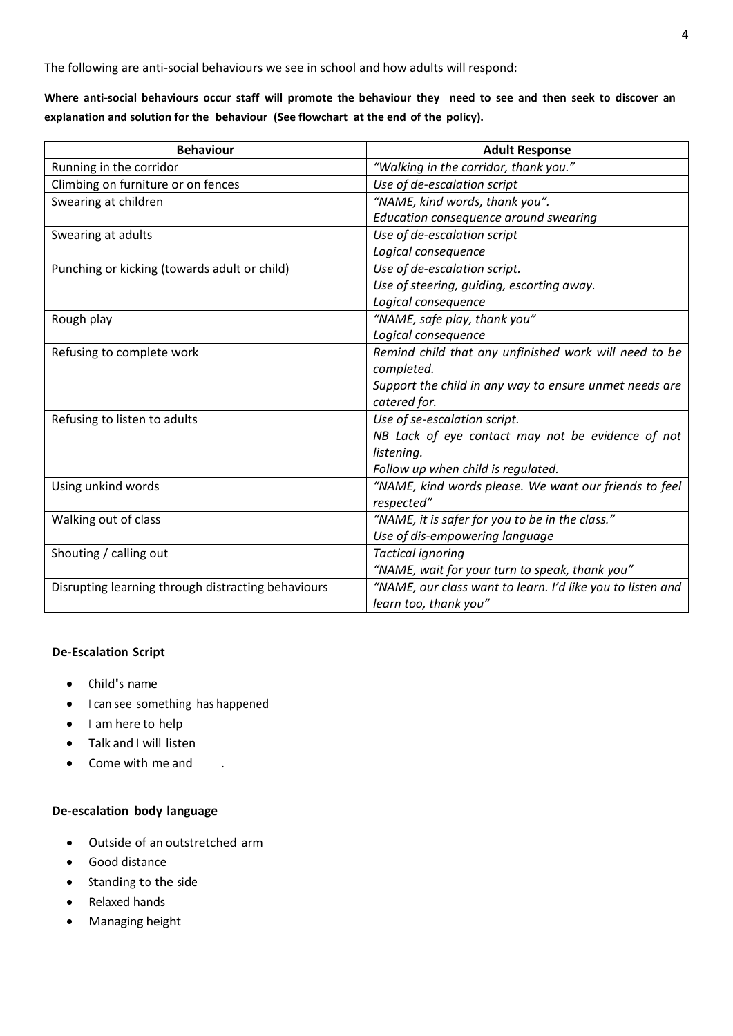The following are anti-social behaviours we see in school and how adults will respond:

**Where anti-social behaviours occur staff will promote the behaviour they need to see and then seek to discover an explanation and solution for the behaviour (See flowchart at the end of the policy).**

| Behaviour | Adult Response |
|---|---|
| Running in the corridor | *"Walking in the corridor, thank you."* |
| Climbing on furniture or on fences | *Use of de-escalation script* |
| Swearing at children | *"NAME, kind words, thank you".*<br>*Education consequence around swearing* |
| Swearing at adults | *Use of de-escalation script*<br>*Logical consequence* |
| Punching or kicking (towards adult or child) | *Use of de-escalation script.*<br>*Use of steering, guiding, escorting away.*<br>*Logical consequence* |
| Rough play | *"NAME, safe play, thank you"*<br>*Logical consequence* |
| Refusing to complete work | *Remind child that any unfinished work will need to be completed.*<br>*Support the child in any way to ensure unmet needs are catered for.* |
| Refusing to listen to adults | *Use of se-escalation script.*<br>*NB Lack of eye contact may not be evidence of not listening.*<br>*Follow up when child is regulated.* |
| Using unkind words | *"NAME, kind words please. We want our friends to feel respected"* |
| Walking out of class | *"NAME, it is safer for you to be in the class."*<br>*Use of dis-empowering language* |
| Shouting / calling out | *Tactical ignoring*<br>*"NAME, wait for your turn to speak, thank you"* |
| Disrupting learning through distracting behaviours | *"NAME, our class want to learn. I'd like you to listen and learn too, thank you"* |

**De-Escalation Script**

- Child's name
- I can see something has happened
- I am here to help
- Talk and I will listen
- Come with me and .

**De-escalation body language**

- Outside of an outstretched arm
- Good distance
- Standing to the side
- Relaxed hands
- Managing height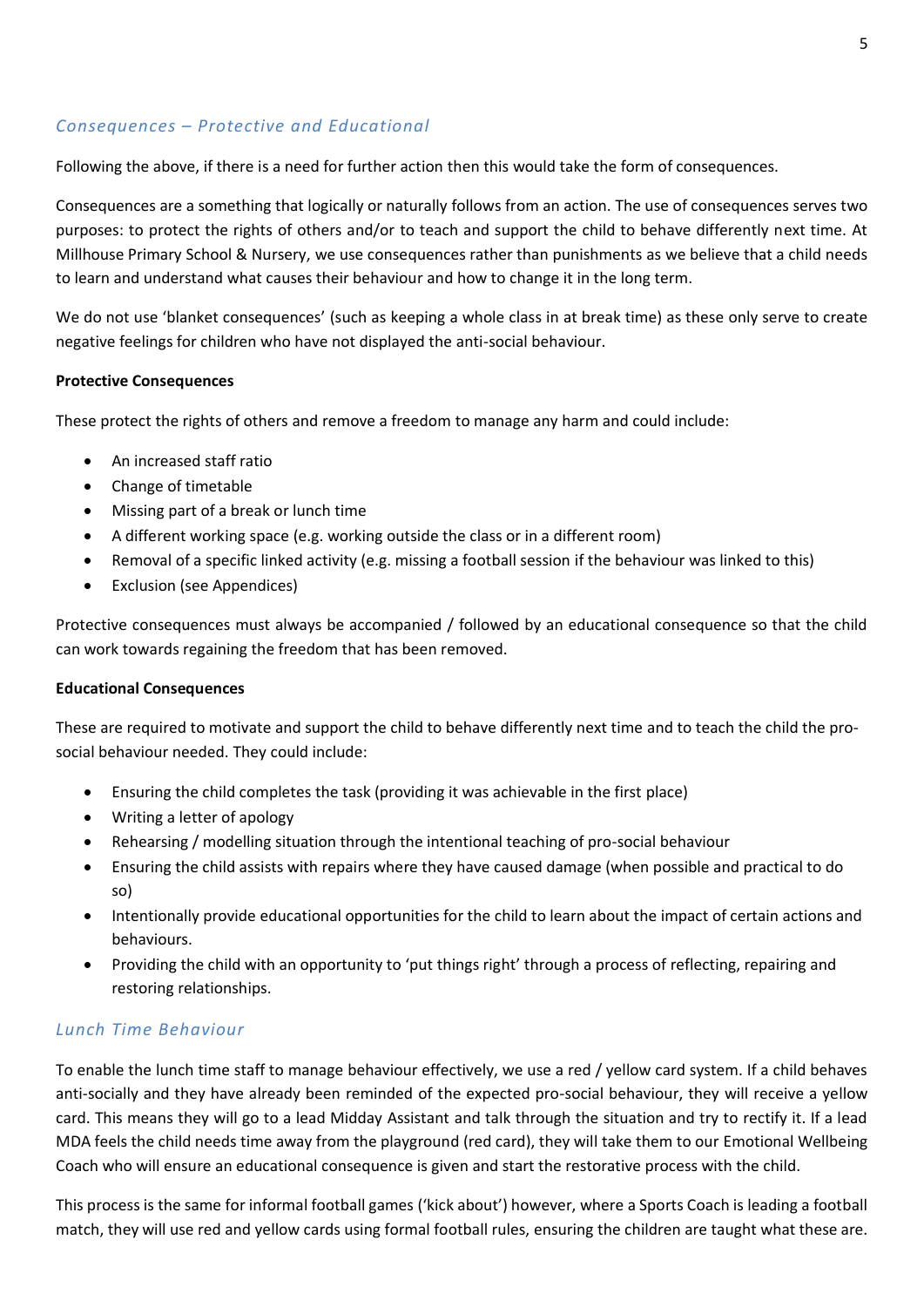### *Consequences – Protective and Educational*

Following the above, if there is a need for further action then this would take the form of consequences.

Consequences are a something that logically or naturally follows from an action. The use of consequences serves two purposes: to protect the rights of others and/or to teach and support the child to behave differently next time. At Millhouse Primary School & Nursery, we use consequences rather than punishments as we believe that a child needs to learn and understand what causes their behaviour and how to change it in the long term.

We do not use 'blanket consequences' (such as keeping a whole class in at break time) as these only serve to create negative feelings for children who have not displayed the anti-social behaviour.

**Protective Consequences**

These protect the rights of others and remove a freedom to manage any harm and could include:

- An increased staff ratio
- Change of timetable
- Missing part of a break or lunch time
- A different working space (e.g. working outside the class or in a different room)
- Removal of a specific linked activity (e.g. missing a football session if the behaviour was linked to this)
- Exclusion (see Appendices)

Protective consequences must always be accompanied / followed by an educational consequence so that the child can work towards regaining the freedom that has been removed.

**Educational Consequences**

These are required to motivate and support the child to behave differently next time and to teach the child the pro-social behaviour needed. They could include:

- Ensuring the child completes the task (providing it was achievable in the first place)
- Writing a letter of apology
- Rehearsing / modelling situation through the intentional teaching of pro-social behaviour
- Ensuring the child assists with repairs where they have caused damage (when possible and practical to do so)
- Intentionally provide educational opportunities for the child to learn about the impact of certain actions and behaviours.
- Providing the child with an opportunity to 'put things right' through a process of reflecting, repairing and restoring relationships.

### *Lunch Time Behaviour*

To enable the lunch time staff to manage behaviour effectively, we use a red / yellow card system. If a child behaves anti-socially and they have already been reminded of the expected pro-social behaviour, they will receive a yellow card. This means they will go to a lead Midday Assistant and talk through the situation and try to rectify it. If a lead MDA feels the child needs time away from the playground (red card), they will take them to our Emotional Wellbeing Coach who will ensure an educational consequence is given and start the restorative process with the child.

This process is the same for informal football games ('kick about') however, where a Sports Coach is leading a football match, they will use red and yellow cards using formal football rules, ensuring the children are taught what these are.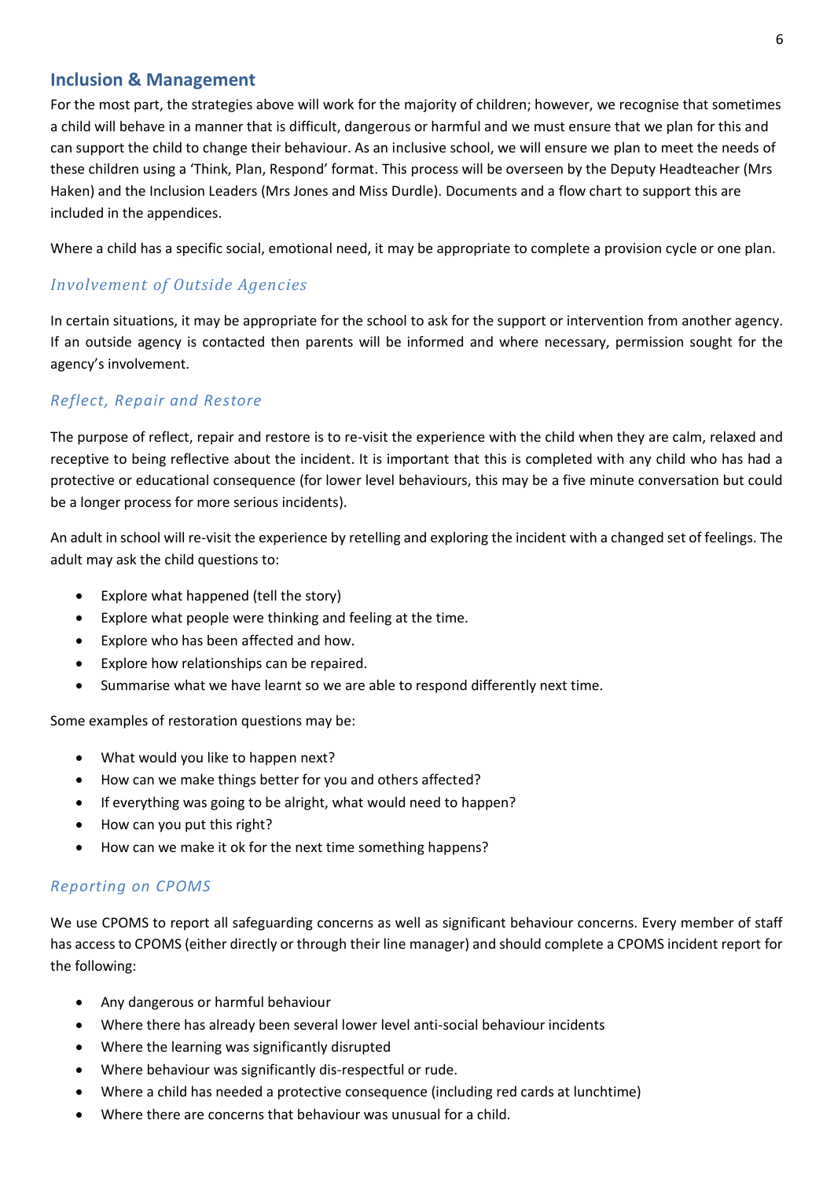## Inclusion & Management

For the most part, the strategies above will work for the majority of children; however, we recognise that sometimes a child will behave in a manner that is difficult, dangerous or harmful and we must ensure that we plan for this and can support the child to change their behaviour. As an inclusive school, we will ensure we plan to meet the needs of these children using a 'Think, Plan, Respond' format. This process will be overseen by the Deputy Headteacher (Mrs Haken) and the Inclusion Leaders (Mrs Jones and Miss Durdle). Documents and a flow chart to support this are included in the appendices.

Where a child has a specific social, emotional need, it may be appropriate to complete a provision cycle or one plan.

### *Involvement of Outside Agencies*

In certain situations, it may be appropriate for the school to ask for the support or intervention from another agency. If an outside agency is contacted then parents will be informed and where necessary, permission sought for the agency's involvement.

### *Reflect, Repair and Restore*

The purpose of reflect, repair and restore is to re-visit the experience with the child when they are calm, relaxed and receptive to being reflective about the incident. It is important that this is completed with any child who has had a protective or educational consequence (for lower level behaviours, this may be a five minute conversation but could be a longer process for more serious incidents).

An adult in school will re-visit the experience by retelling and exploring the incident with a changed set of feelings. The adult may ask the child questions to:

- Explore what happened (tell the story)
- Explore what people were thinking and feeling at the time.
- Explore who has been affected and how.
- Explore how relationships can be repaired.
- Summarise what we have learnt so we are able to respond differently next time.

Some examples of restoration questions may be:

- What would you like to happen next?
- How can we make things better for you and others affected?
- If everything was going to be alright, what would need to happen?
- How can you put this right?
- How can we make it ok for the next time something happens?

### *Reporting on CPOMS*

We use CPOMS to report all safeguarding concerns as well as significant behaviour concerns. Every member of staff has access to CPOMS (either directly or through their line manager) and should complete a CPOMS incident report for the following:

- Any dangerous or harmful behaviour
- Where there has already been several lower level anti-social behaviour incidents
- Where the learning was significantly disrupted
- Where behaviour was significantly dis-respectful or rude.
- Where a child has needed a protective consequence (including red cards at lunchtime)
- Where there are concerns that behaviour was unusual for a child.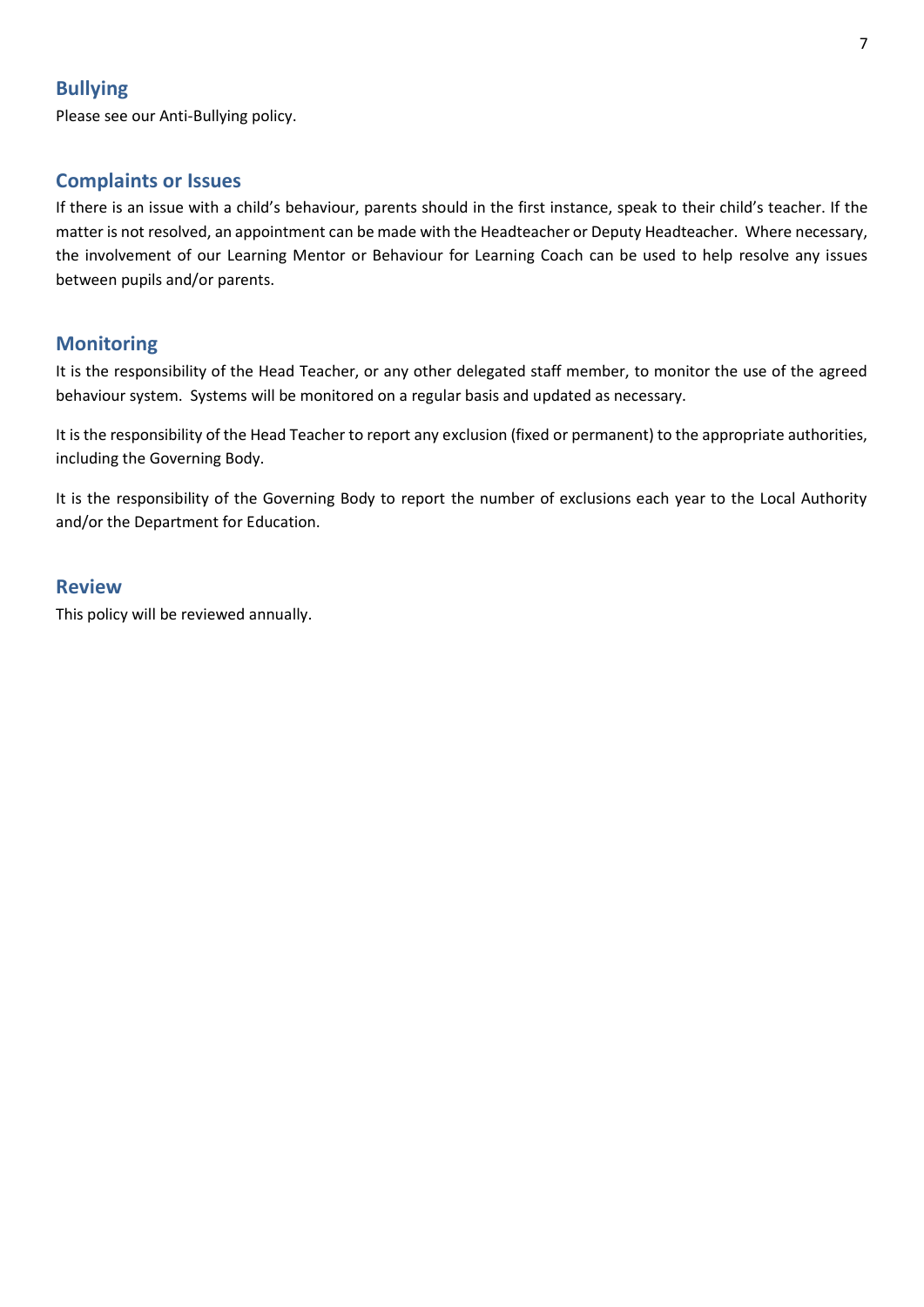## Bullying

Please see our Anti-Bullying policy.

## Complaints or Issues

If there is an issue with a child's behaviour, parents should in the first instance, speak to their child's teacher. If the matter is not resolved, an appointment can be made with the Headteacher or Deputy Headteacher. Where necessary, the involvement of our Learning Mentor or Behaviour for Learning Coach can be used to help resolve any issues between pupils and/or parents.

## Monitoring

It is the responsibility of the Head Teacher, or any other delegated staff member, to monitor the use of the agreed behaviour system. Systems will be monitored on a regular basis and updated as necessary.

It is the responsibility of the Head Teacher to report any exclusion (fixed or permanent) to the appropriate authorities, including the Governing Body.

It is the responsibility of the Governing Body to report the number of exclusions each year to the Local Authority and/or the Department for Education.

## Review

This policy will be reviewed annually.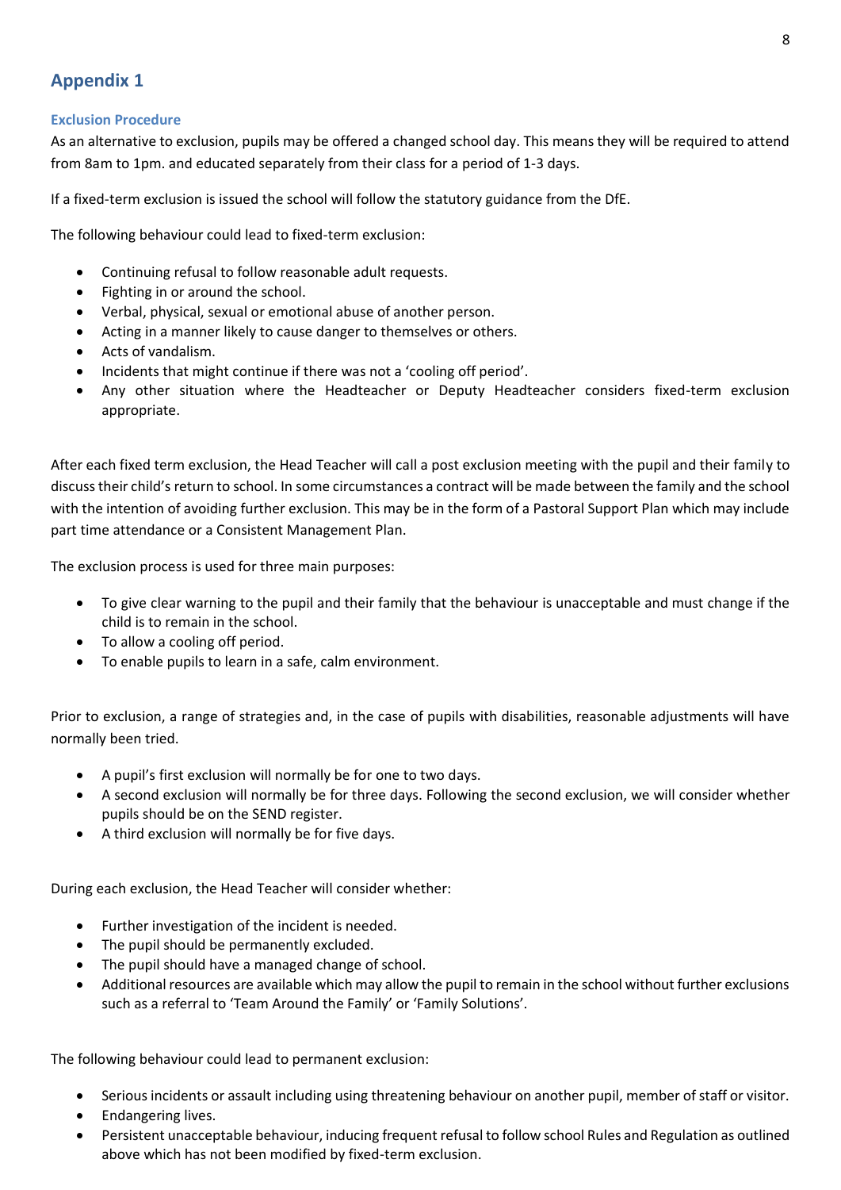## Appendix 1

### Exclusion Procedure

As an alternative to exclusion, pupils may be offered a changed school day. This means they will be required to attend from 8am to 1pm. and educated separately from their class for a period of 1-3 days.

If a fixed-term exclusion is issued the school will follow the statutory guidance from the DfE.

The following behaviour could lead to fixed-term exclusion:

- Continuing refusal to follow reasonable adult requests.
- Fighting in or around the school.
- Verbal, physical, sexual or emotional abuse of another person.
- Acting in a manner likely to cause danger to themselves or others.
- Acts of vandalism.
- Incidents that might continue if there was not a 'cooling off period'.
- Any other situation where the Headteacher or Deputy Headteacher considers fixed-term exclusion appropriate.

After each fixed term exclusion, the Head Teacher will call a post exclusion meeting with the pupil and their family to discuss their child's return to school. In some circumstances a contract will be made between the family and the school with the intention of avoiding further exclusion. This may be in the form of a Pastoral Support Plan which may include part time attendance or a Consistent Management Plan.

The exclusion process is used for three main purposes:

- To give clear warning to the pupil and their family that the behaviour is unacceptable and must change if the child is to remain in the school.
- To allow a cooling off period.
- To enable pupils to learn in a safe, calm environment.

Prior to exclusion, a range of strategies and, in the case of pupils with disabilities, reasonable adjustments will have normally been tried.

- A pupil's first exclusion will normally be for one to two days.
- A second exclusion will normally be for three days. Following the second exclusion, we will consider whether pupils should be on the SEND register.
- A third exclusion will normally be for five days.

During each exclusion, the Head Teacher will consider whether:

- Further investigation of the incident is needed.
- The pupil should be permanently excluded.
- The pupil should have a managed change of school.
- Additional resources are available which may allow the pupil to remain in the school without further exclusions such as a referral to 'Team Around the Family' or 'Family Solutions'.

The following behaviour could lead to permanent exclusion:

- Serious incidents or assault including using threatening behaviour on another pupil, member of staff or visitor.
- Endangering lives.
- Persistent unacceptable behaviour, inducing frequent refusal to follow school Rules and Regulation as outlined above which has not been modified by fixed-term exclusion.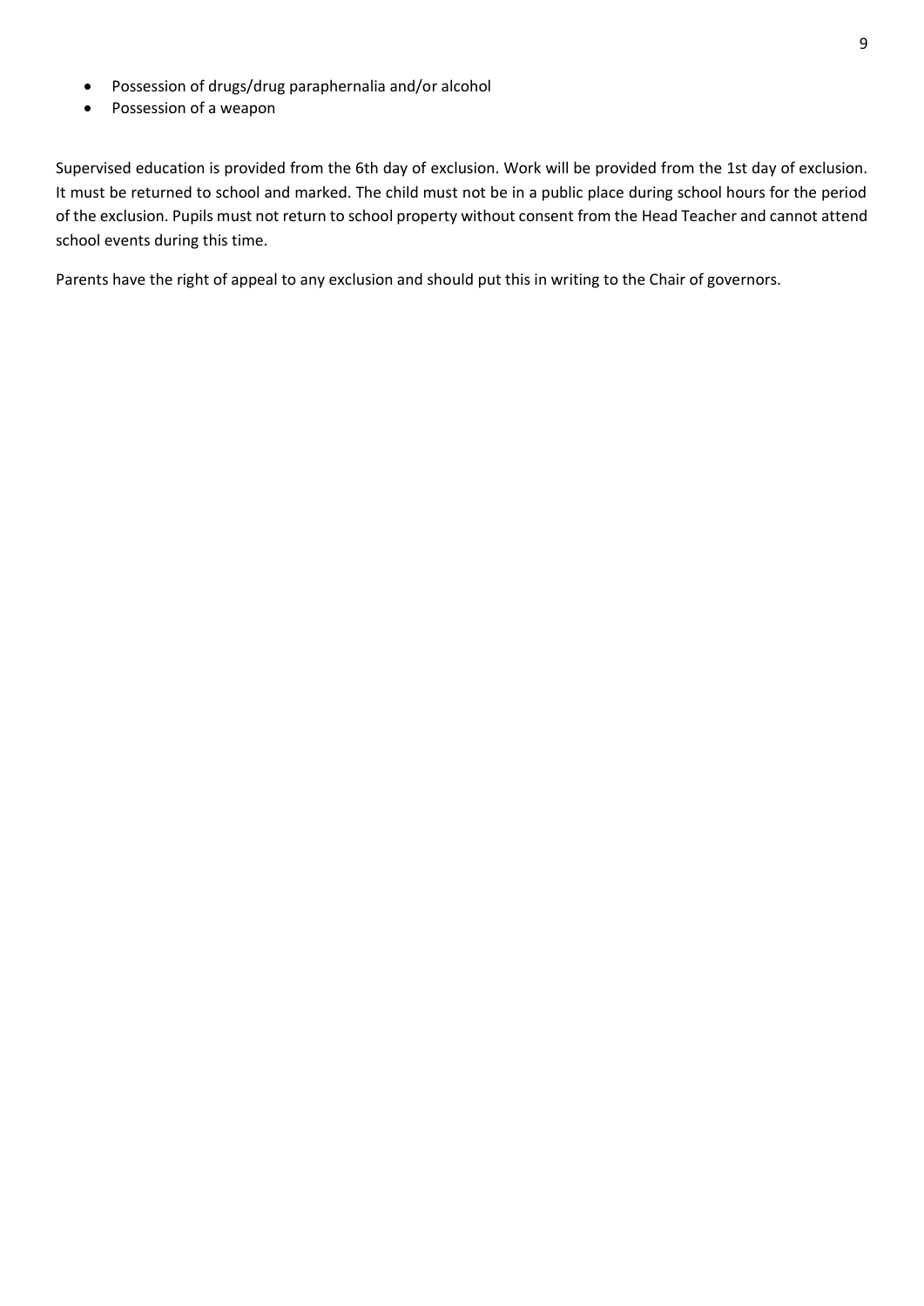- Possession of drugs/drug paraphernalia and/or alcohol
- Possession of a weapon

Supervised education is provided from the 6th day of exclusion. Work will be provided from the 1st day of exclusion. It must be returned to school and marked. The child must not be in a public place during school hours for the period of the exclusion. Pupils must not return to school property without consent from the Head Teacher and cannot attend school events during this time.

Parents have the right of appeal to any exclusion and should put this in writing to the Chair of governors.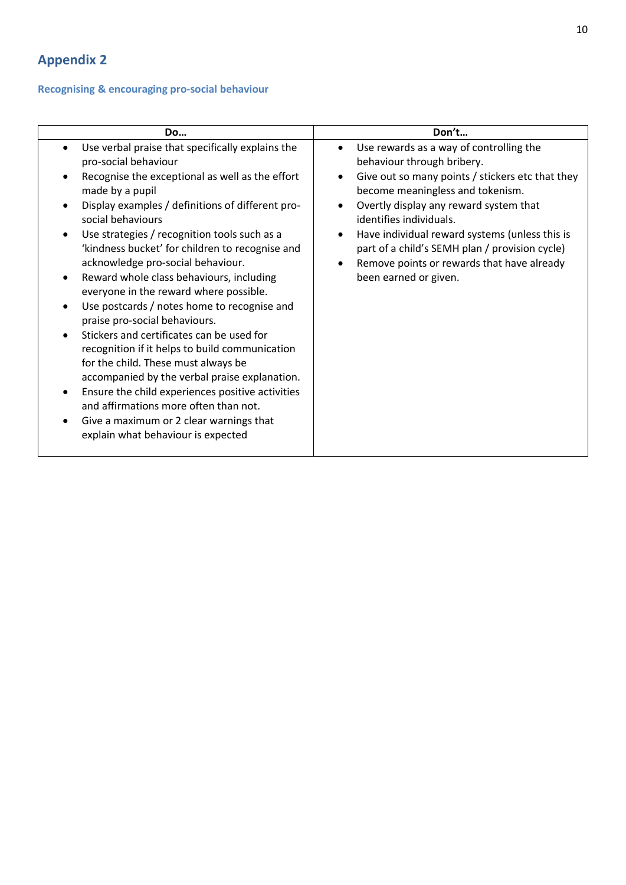## Appendix 2

### Recognising & encouraging pro-social behaviour

| Do… | Don't… |
|---|---|
| • Use verbal praise that specifically explains the pro-social behaviour<br>• Recognise the exceptional as well as the effort made by a pupil<br>• Display examples / definitions of different pro-social behaviours<br>• Use strategies / recognition tools such as a 'kindness bucket' for children to recognise and acknowledge pro-social behaviour.<br>• Reward whole class behaviours, including everyone in the reward where possible.<br>• Use postcards / notes home to recognise and praise pro-social behaviours.<br>• Stickers and certificates can be used for recognition if it helps to build communication for the child. These must always be accompanied by the verbal praise explanation.<br>• Ensure the child experiences positive activities and affirmations more often than not.<br>• Give a maximum or 2 clear warnings that explain what behaviour is expected | • Use rewards as a way of controlling the behaviour through bribery.<br>• Give out so many points / stickers etc that they become meaningless and tokenism.<br>• Overtly display any reward system that identifies individuals.<br>• Have individual reward systems (unless this is part of a child's SEMH plan / provision cycle)<br>• Remove points or rewards that have already been earned or given. |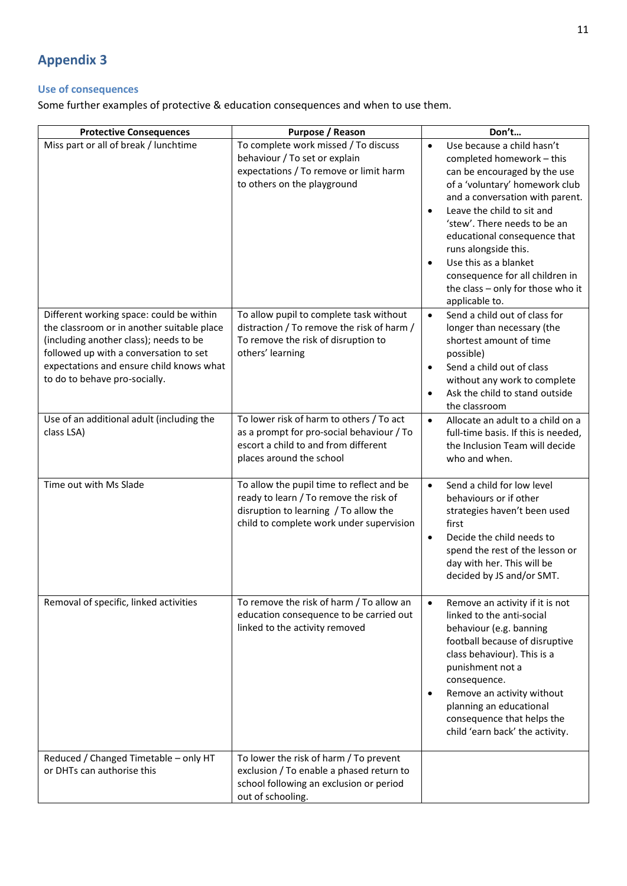## Appendix 3

### Use of consequences

Some further examples of protective & education consequences and when to use them.

| Protective Consequences | Purpose / Reason | Don't… |
|---|---|---|
| Miss part or all of break / lunchtime | To complete work missed / To discuss behaviour / To set or explain expectations / To remove or limit harm to others on the playground | • Use because a child hasn't completed homework – this can be encouraged by the use of a 'voluntary' homework club and a conversation with parent.<br>• Leave the child to sit and 'stew'. There needs to be an educational consequence that runs alongside this.<br>• Use this as a blanket consequence for all children in the class – only for those who it applicable to. |
| Different working space: could be within the classroom or in another suitable place (including another class); needs to be followed up with a conversation to set expectations and ensure child knows what to do to behave pro-socially. | To allow pupil to complete task without distraction / To remove the risk of harm / To remove the risk of disruption to others' learning | • Send a child out of class for longer than necessary (the shortest amount of time possible)<br>• Send a child out of class without any work to complete<br>• Ask the child to stand outside the classroom |
| Use of an additional adult (including the class LSA) | To lower risk of harm to others / To act as a prompt for pro-social behaviour / To escort a child to and from different places around the school | • Allocate an adult to a child on a full-time basis. If this is needed, the Inclusion Team will decide who and when. |
| Time out with Ms Slade | To allow the pupil time to reflect and be ready to learn / To remove the risk of disruption to learning / To allow the child to complete work under supervision | • Send a child for low level behaviours or if other strategies haven't been used first<br>• Decide the child needs to spend the rest of the lesson or day with her. This will be decided by JS and/or SMT. |
| Removal of specific, linked activities | To remove the risk of harm / To allow an education consequence to be carried out linked to the activity removed | • Remove an activity if it is not linked to the anti-social behaviour (e.g. banning football because of disruptive class behaviour). This is a punishment not a consequence.<br>• Remove an activity without planning an educational consequence that helps the child 'earn back' the activity. |
| Reduced / Changed Timetable – only HT or DHTs can authorise this | To lower the risk of harm / To prevent exclusion / To enable a phased return to school following an exclusion or period out of schooling. | |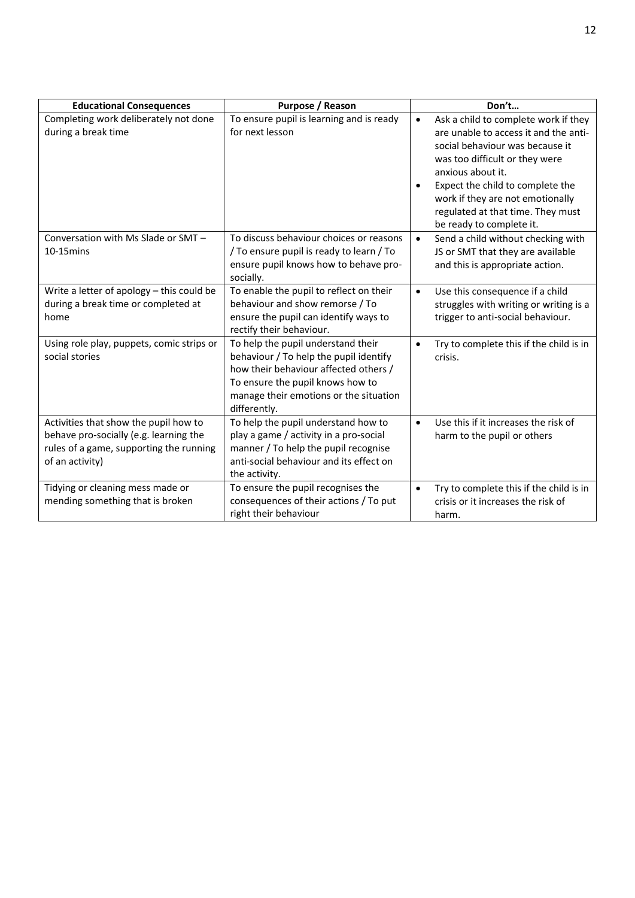| Educational Consequences | Purpose / Reason | Don't… |
|---|---|---|
| Completing work deliberately not done during a break time | To ensure pupil is learning and is ready for next lesson | • Ask a child to complete work if they are unable to access it and the anti-social behaviour was because it was too difficult or they were anxious about it.<br>• Expect the child to complete the work if they are not emotionally regulated at that time. They must be ready to complete it. |
| Conversation with Ms Slade or SMT – 10-15mins | To discuss behaviour choices or reasons / To ensure pupil is ready to learn / To ensure pupil knows how to behave pro-socially. | • Send a child without checking with JS or SMT that they are available and this is appropriate action. |
| Write a letter of apology – this could be during a break time or completed at home | To enable the pupil to reflect on their behaviour and show remorse / To ensure the pupil can identify ways to rectify their behaviour. | • Use this consequence if a child struggles with writing or writing is a trigger to anti-social behaviour. |
| Using role play, puppets, comic strips or social stories | To help the pupil understand their behaviour / To help the pupil identify how their behaviour affected others / To ensure the pupil knows how to manage their emotions or the situation differently. | • Try to complete this if the child is in crisis. |
| Activities that show the pupil how to behave pro-socially (e.g. learning the rules of a game, supporting the running of an activity) | To help the pupil understand how to play a game / activity in a pro-social manner / To help the pupil recognise anti-social behaviour and its effect on the activity. | • Use this if it increases the risk of harm to the pupil or others |
| Tidying or cleaning mess made or mending something that is broken | To ensure the pupil recognises the consequences of their actions / To put right their behaviour | • Try to complete this if the child is in crisis or it increases the risk of harm. |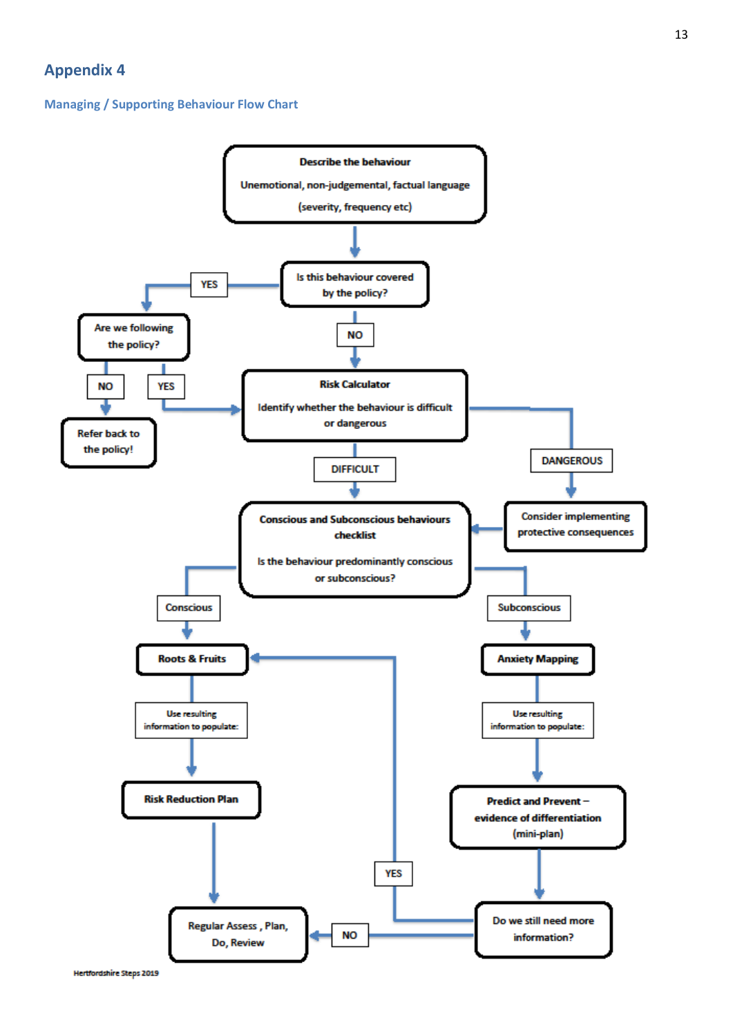# Appendix 4

## Managing / Supporting Behaviour Flow Chart

**Describe the behaviour**

Unemotional, non-judgemental, factual language

(severity, frequency etc)

Is this behaviour covered by the policy?

YES

Are we following the policy?

NO

Refer back to the policy!

YES

NO

**Risk Calculator**

Identify whether the behaviour is difficult or dangerous

DANGEROUS

Consider implementing protective consequences

DIFFICULT

**Conscious and Subconscious behaviours checklist**

Is the behaviour predominantly conscious or subconscious?

Conscious

**Roots & Fruits**

Use resulting information to populate:

**Risk Reduction Plan**

Regular Assess , Plan, Do, Review

Subconscious

**Anxiety Mapping**

Use resulting information to populate:

**Predict and Prevent – evidence of differentiation** (mini-plan)

Do we still need more information?

YES

NO

Hertfordshire Steps 2019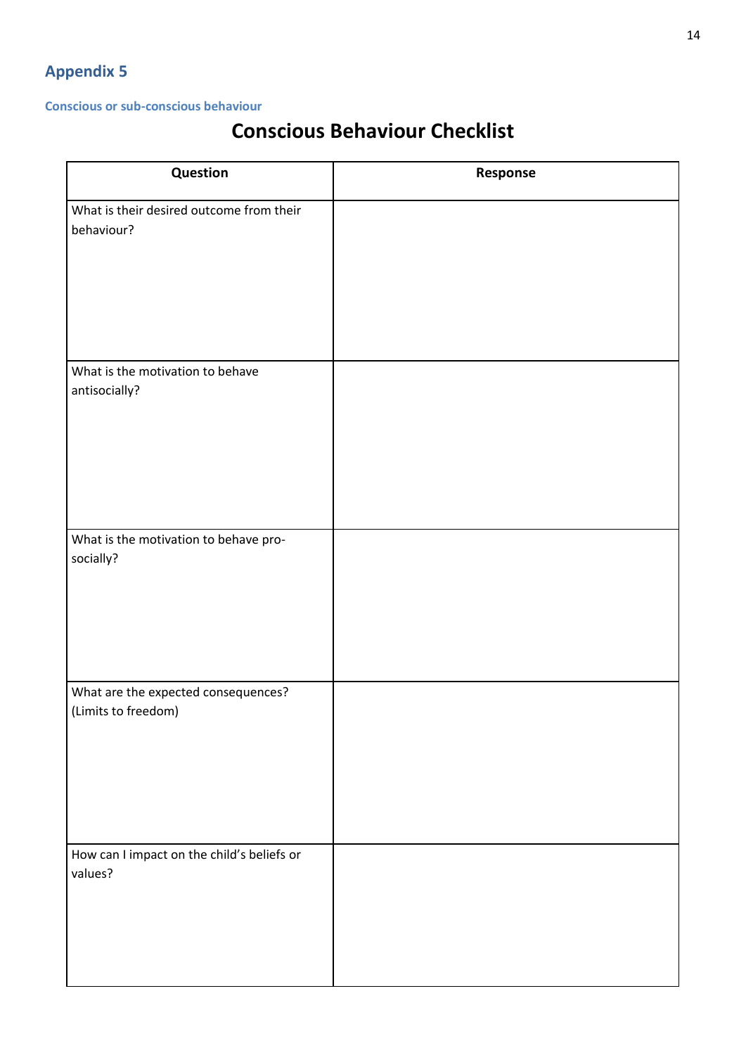## Appendix 5

### Conscious or sub-conscious behaviour

# Conscious Behaviour Checklist

| Question | Response |
| --- | --- |
| What is their desired outcome from their behaviour? | |
| What is the motivation to behave antisocially? | |
| What is the motivation to behave pro-socially? | |
| What are the expected consequences? (Limits to freedom) | |
| How can I impact on the child's beliefs or values? | |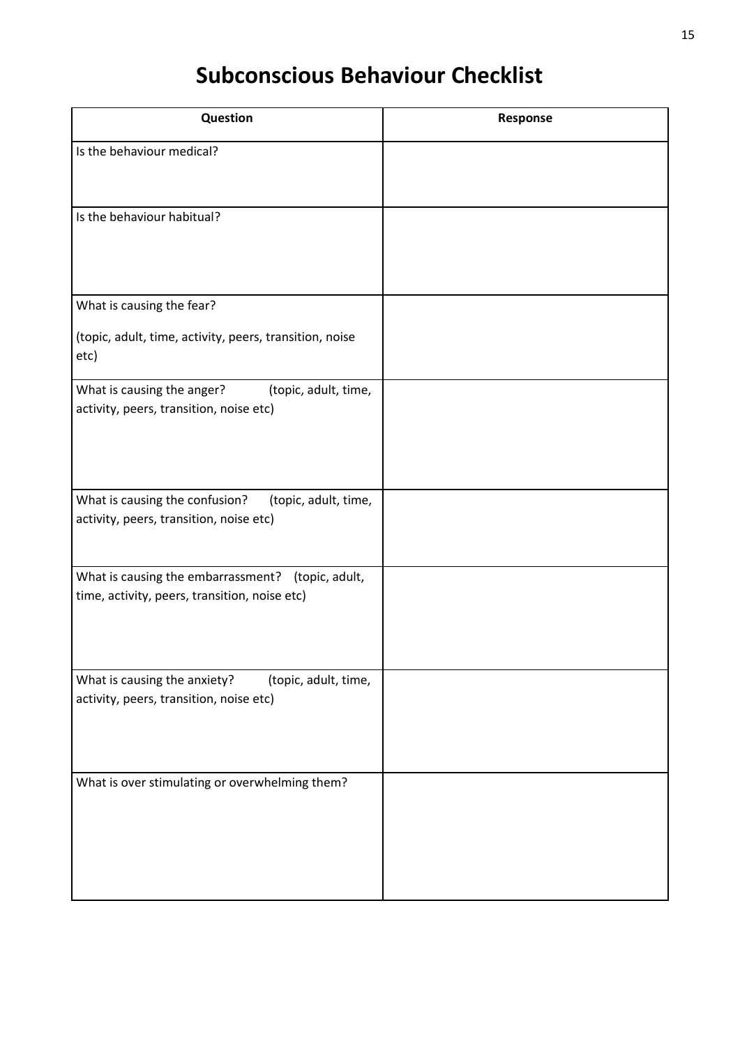# Subconscious Behaviour Checklist

| Question | Response |
| --- | --- |
| Is the behaviour medical? | |
| Is the behaviour habitual? | |
| What is causing the fear? (topic, adult, time, activity, peers, transition, noise etc) | |
| What is causing the anger? (topic, adult, time, activity, peers, transition, noise etc) | |
| What is causing the confusion? (topic, adult, time, activity, peers, transition, noise etc) | |
| What is causing the embarrassment? (topic, adult, time, activity, peers, transition, noise etc) | |
| What is causing the anxiety? (topic, adult, time, activity, peers, transition, noise etc) | |
| What is over stimulating or overwhelming them? | |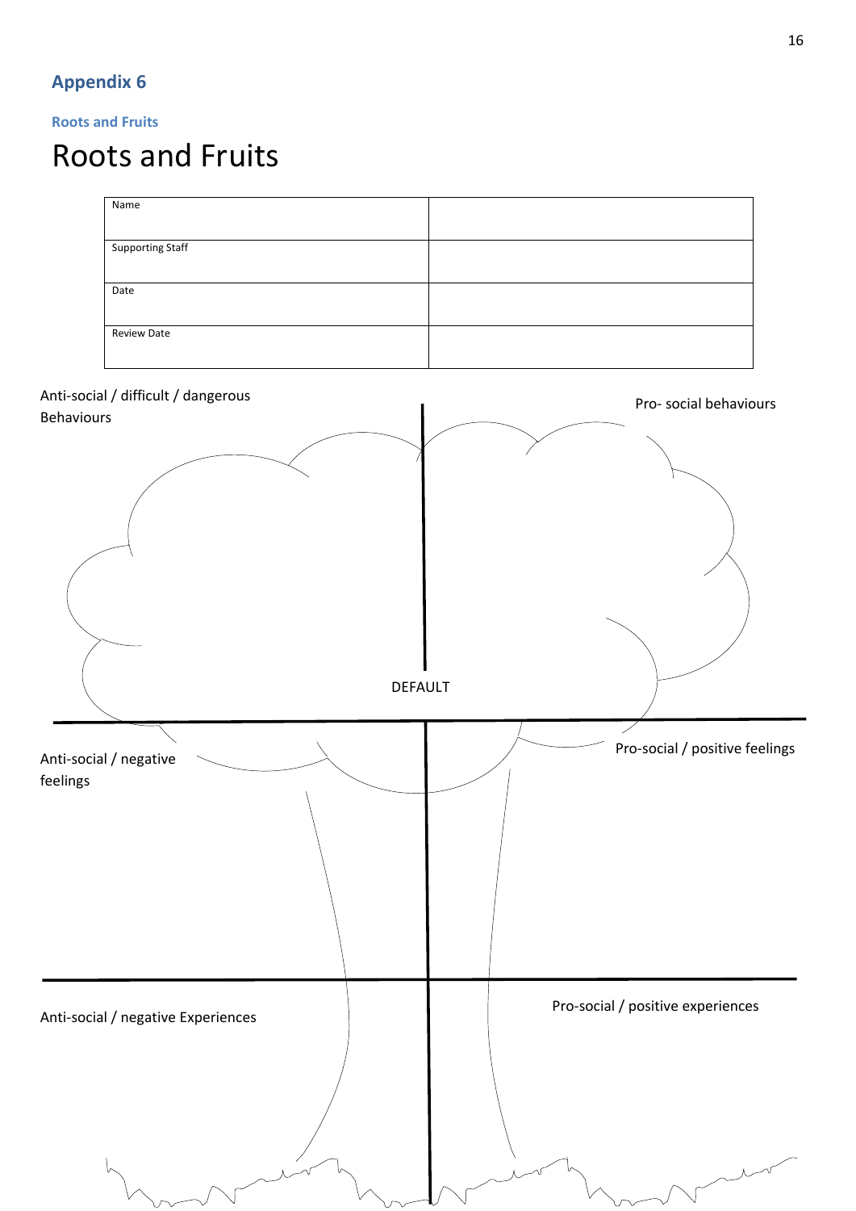## Appendix 6

### Roots and Fruits

# Roots and Fruits

| Name | |
|---|---|
| Supporting Staff | |
| Date | |
| Review Date | |

Anti-social / difficult / dangerous Behaviours

Pro- social behaviours

DEFAULT

Anti-social / negative feelings

Pro-social / positive feelings

Anti-social / negative Experiences

Pro-social / positive experiences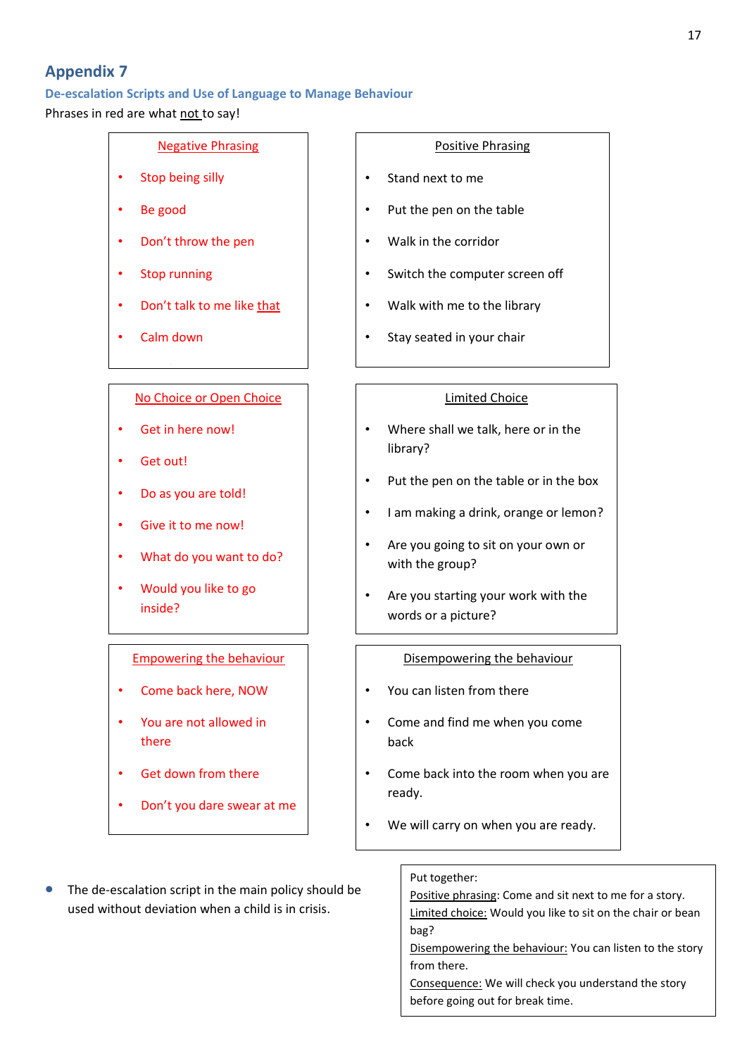## Appendix 7

### De-escalation Scripts and Use of Language to Manage Behaviour

Phrases in red are what not to say!

**Negative Phrasing**

- Stop being silly
- Be good
- Don't throw the pen
- Stop running
- Don't talk to me like that
- Calm down

**Positive Phrasing**

- Stand next to me
- Put the pen on the table
- Walk in the corridor
- Switch the computer screen off
- Walk with me to the library
- Stay seated in your chair

**No Choice or Open Choice**

- Get in here now!
- Get out!
- Do as you are told!
- Give it to me now!
- What do you want to do?
- Would you like to go inside?

**Limited Choice**

- Where shall we talk, here or in the library?
- Put the pen on the table or in the box
- I am making a drink, orange or lemon?
- Are you going to sit on your own or with the group?
- Are you starting your work with the words or a picture?

**Empowering the behaviour**

- Come back here, NOW
- You are not allowed in there
- Get down from there
- Don't you dare swear at me

**Disempowering the behaviour**

- You can listen from there
- Come and find me when you come back
- Come back into the room when you are ready.
- We will carry on when you are ready.

- The de-escalation script in the main policy should be used without deviation when a child is in crisis.

Put together:
Positive phrasing: Come and sit next to me for a story.
Limited choice: Would you like to sit on the chair or bean bag?
Disempowering the behaviour: You can listen to the story from there.
Consequence: We will check you understand the story before going out for break time.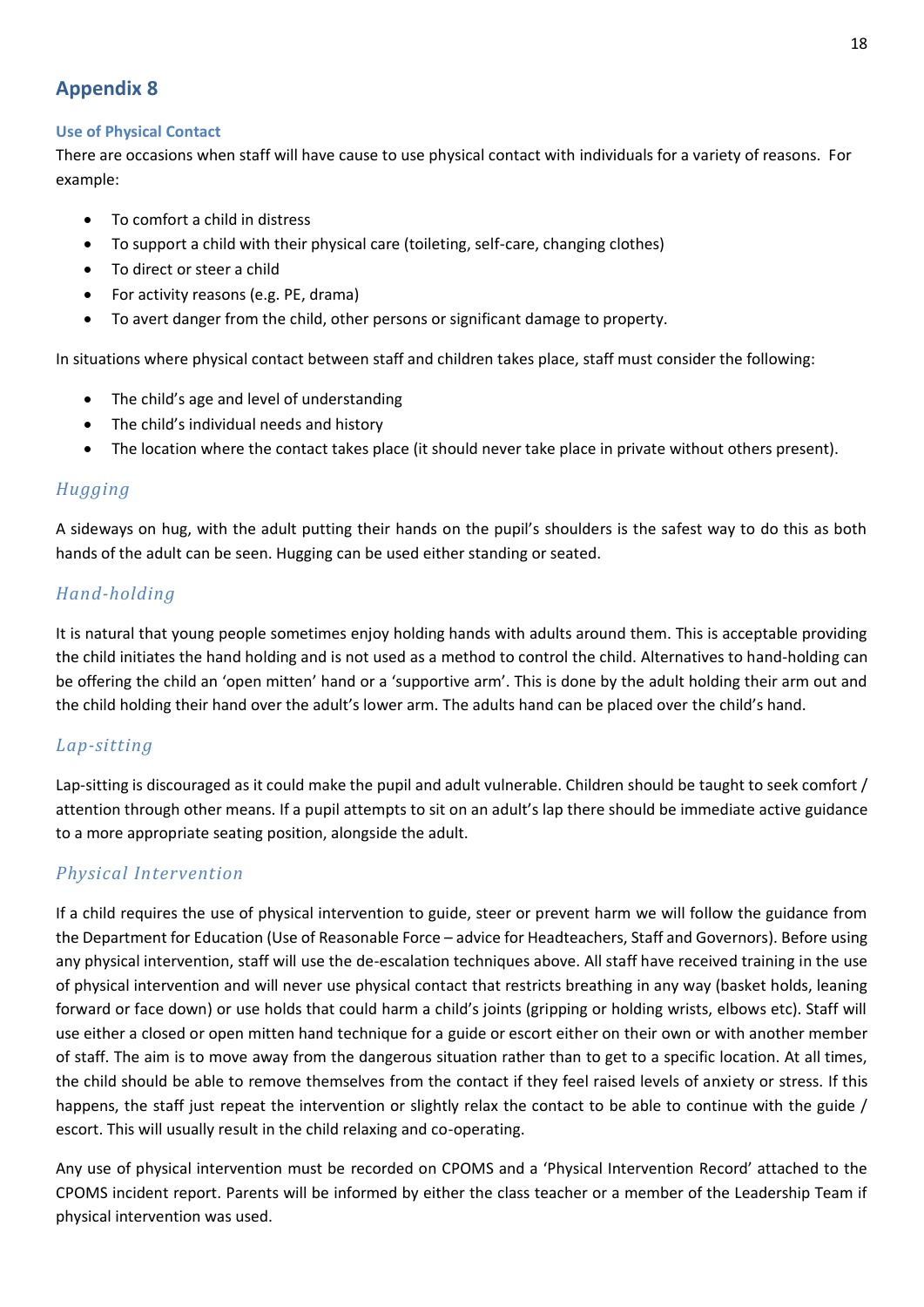## Appendix 8

### Use of Physical Contact

There are occasions when staff will have cause to use physical contact with individuals for a variety of reasons. For example:

- To comfort a child in distress
- To support a child with their physical care (toileting, self-care, changing clothes)
- To direct or steer a child
- For activity reasons (e.g. PE, drama)
- To avert danger from the child, other persons or significant damage to property.

In situations where physical contact between staff and children takes place, staff must consider the following:

- The child's age and level of understanding
- The child's individual needs and history
- The location where the contact takes place (it should never take place in private without others present).

### *Hugging*

A sideways on hug, with the adult putting their hands on the pupil's shoulders is the safest way to do this as both hands of the adult can be seen. Hugging can be used either standing or seated.

### *Hand-holding*

It is natural that young people sometimes enjoy holding hands with adults around them. This is acceptable providing the child initiates the hand holding and is not used as a method to control the child. Alternatives to hand-holding can be offering the child an 'open mitten' hand or a 'supportive arm'. This is done by the adult holding their arm out and the child holding their hand over the adult's lower arm. The adults hand can be placed over the child's hand.

### *Lap-sitting*

Lap-sitting is discouraged as it could make the pupil and adult vulnerable. Children should be taught to seek comfort / attention through other means. If a pupil attempts to sit on an adult's lap there should be immediate active guidance to a more appropriate seating position, alongside the adult.

### *Physical Intervention*

If a child requires the use of physical intervention to guide, steer or prevent harm we will follow the guidance from the Department for Education (Use of Reasonable Force – advice for Headteachers, Staff and Governors). Before using any physical intervention, staff will use the de-escalation techniques above. All staff have received training in the use of physical intervention and will never use physical contact that restricts breathing in any way (basket holds, leaning forward or face down) or use holds that could harm a child's joints (gripping or holding wrists, elbows etc). Staff will use either a closed or open mitten hand technique for a guide or escort either on their own or with another member of staff. The aim is to move away from the dangerous situation rather than to get to a specific location. At all times, the child should be able to remove themselves from the contact if they feel raised levels of anxiety or stress. If this happens, the staff just repeat the intervention or slightly relax the contact to be able to continue with the guide / escort. This will usually result in the child relaxing and co-operating.

Any use of physical intervention must be recorded on CPOMS and a 'Physical Intervention Record' attached to the CPOMS incident report. Parents will be informed by either the class teacher or a member of the Leadership Team if physical intervention was used.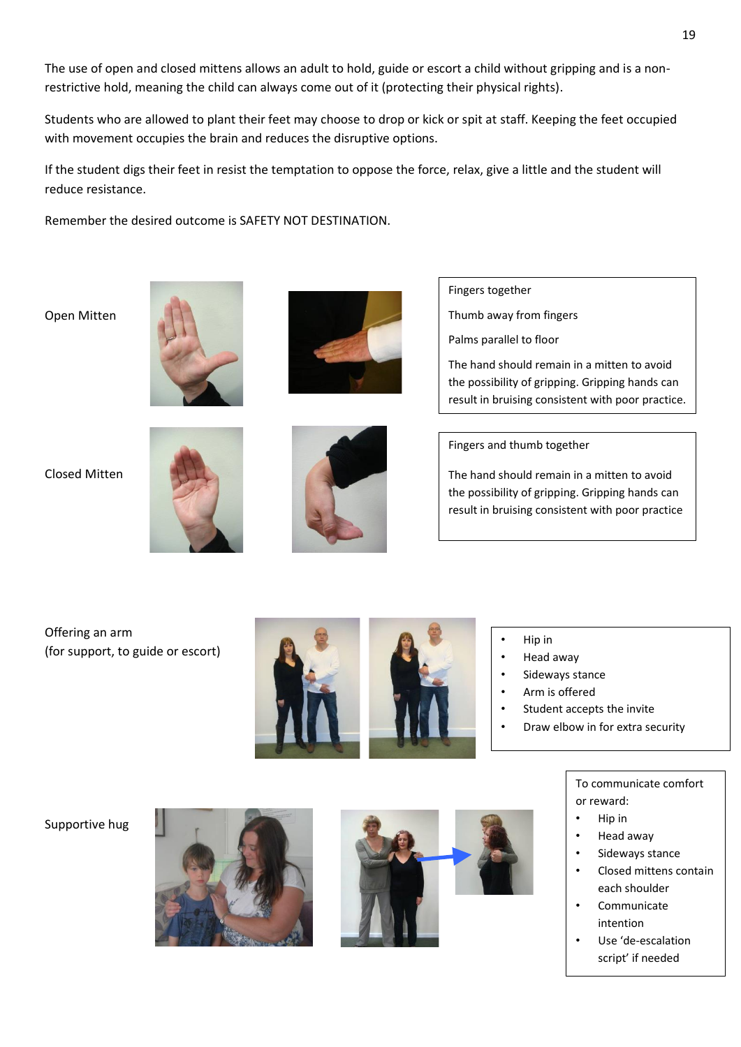The use of open and closed mittens allows an adult to hold, guide or escort a child without gripping and is a non-restrictive hold, meaning the child can always come out of it (protecting their physical rights).

Students who are allowed to plant their feet may choose to drop or kick or spit at staff. Keeping the feet occupied with movement occupies the brain and reduces the disruptive options.

If the student digs their feet in resist the temptation to oppose the force, relax, give a little and the student will reduce resistance.

Remember the desired outcome is SAFETY NOT DESTINATION.

Open Mitten

Fingers together

Thumb away from fingers

Palms parallel to floor

The hand should remain in a mitten to avoid the possibility of gripping. Gripping hands can result in bruising consistent with poor practice.

Closed Mitten

Fingers and thumb together

The hand should remain in a mitten to avoid the possibility of gripping. Gripping hands can result in bruising consistent with poor practice

Offering an arm
(for support, to guide or escort)

- Hip in
- Head away
- Sideways stance
- Arm is offered
- Student accepts the invite
- Draw elbow in for extra security

Supportive hug

To communicate comfort or reward:

- Hip in
- Head away
- Sideways stance
- Closed mittens contain each shoulder
- Communicate intention
- Use 'de-escalation script' if needed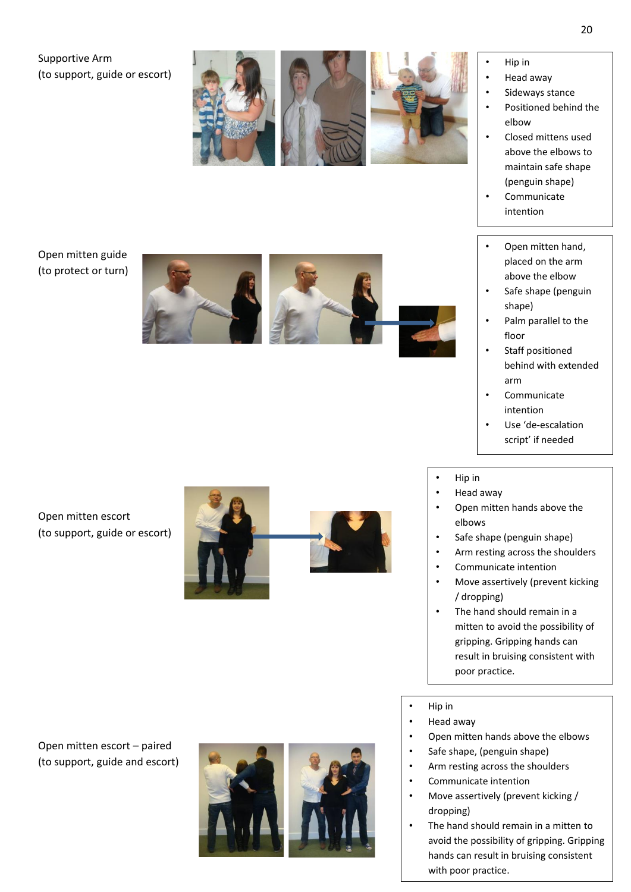Supportive Arm
(to support, guide or escort)

- Hip in
- Head away
- Sideways stance
- Positioned behind the elbow
- Closed mittens used above the elbows to maintain safe shape (penguin shape)
- Communicate intention

Open mitten guide
(to protect or turn)

- Open mitten hand, placed on the arm above the elbow
- Safe shape (penguin shape)
- Palm parallel to the floor
- Staff positioned behind with extended arm
- Communicate intention
- Use 'de-escalation script' if needed

Open mitten escort
(to support, guide or escort)

- Hip in
- Head away
- Open mitten hands above the elbows
- Safe shape (penguin shape)
- Arm resting across the shoulders
- Communicate intention
- Move assertively (prevent kicking / dropping)
- The hand should remain in a mitten to avoid the possibility of gripping. Gripping hands can result in bruising consistent with poor practice.

Open mitten escort – paired
(to support, guide and escort)

- Hip in
- Head away
- Open mitten hands above the elbows
- Safe shape, (penguin shape)
- Arm resting across the shoulders
- Communicate intention
- Move assertively (prevent kicking / dropping)
- The hand should remain in a mitten to avoid the possibility of gripping. Gripping hands can result in bruising consistent with poor practice.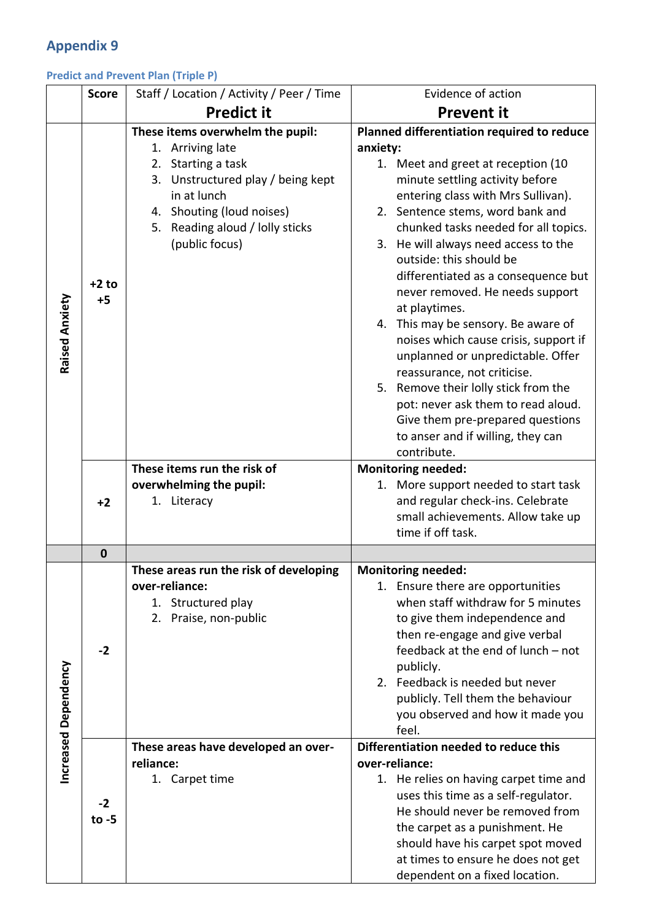## Appendix 9

### Predict and Prevent Plan (Triple P)

| | Score | Staff / Location / Activity / Peer / Time<br>**Predict it** | Evidence of action<br>**Prevent it** |
|---|---|---|---|
| **Raised Anxiety** | **+2 to +5** | **These items overwhelm the pupil:**<br>1. Arriving late<br>2. Starting a task<br>3. Unstructured play / being kept in at lunch<br>4. Shouting (loud noises)<br>5. Reading aloud / lolly sticks (public focus) | **Planned differentiation required to reduce anxiety:**<br>1. Meet and greet at reception (10 minute settling activity before entering class with Mrs Sullivan).<br>2. Sentence stems, word bank and chunked tasks needed for all topics.<br>3. He will always need access to the outside: this should be differentiated as a consequence but never removed. He needs support at playtimes.<br>4. This may be sensory. Be aware of noises which cause crisis, support if unplanned or unpredictable. Offer reassurance, not criticise.<br>5. Remove their lolly stick from the pot: never ask them to read aloud. Give them pre-prepared questions to anser and if willing, they can contribute. |
| | **+2** | **These items run the risk of overwhelming the pupil:**<br>1. Literacy | **Monitoring needed:**<br>1. More support needed to start task and regular check-ins. Celebrate small achievements. Allow take up time if off task. |
| | **0** | | |
| **Increased Dependency** | **-2** | **These areas run the risk of developing over-reliance:**<br>1. Structured play<br>2. Praise, non-public | **Monitoring needed:**<br>1. Ensure there are opportunities when staff withdraw for 5 minutes to give them independence and then re-engage and give verbal feedback at the end of lunch – not publicly.<br>2. Feedback is needed but never publicly. Tell them the behaviour you observed and how it made you feel. |
| | **-2 to -5** | **These areas have developed an over-reliance:**<br>1. Carpet time | **Differentiation needed to reduce this over-reliance:**<br>1. He relies on having carpet time and uses this time as a self-regulator. He should never be removed from the carpet as a punishment. He should have his carpet spot moved at times to ensure he does not get dependent on a fixed location. |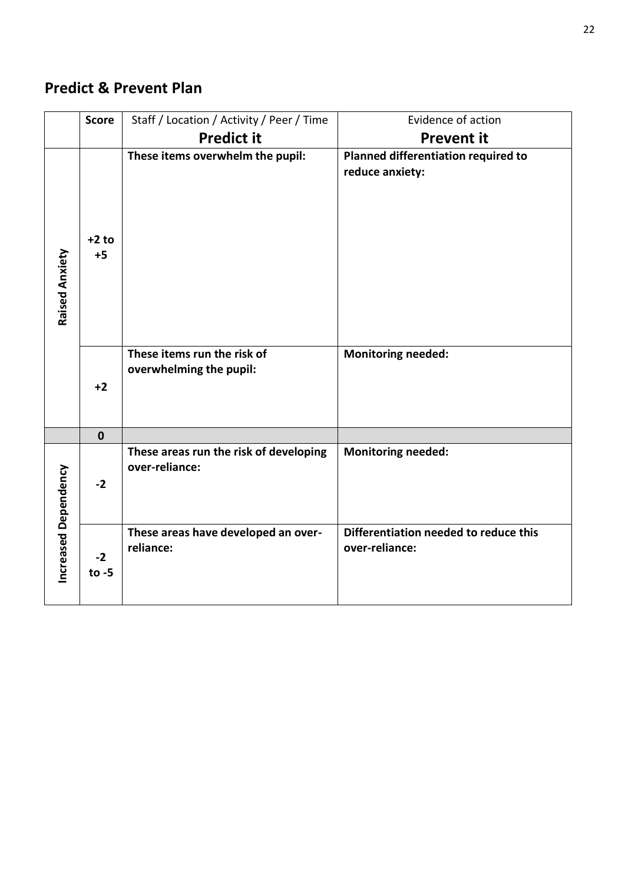## Predict & Prevent Plan

| | Score | Staff / Location / Activity / Peer / Time<br>**Predict it** | Evidence of action<br>**Prevent it** |
|---|---|---|---|
| **Raised Anxiety** | **+2 to +5** | **These items overwhelm the pupil:** | **Planned differentiation required to reduce anxiety:** |
| | **+2** | **These items run the risk of overwhelming the pupil:** | **Monitoring needed:** |
| | **0** | | |
| **Increased Dependency** | **-2** | **These areas run the risk of developing over-reliance:** | **Monitoring needed:** |
| | **-2 to -5** | **These areas have developed an over-reliance:** | **Differentiation needed to reduce this over-reliance:** |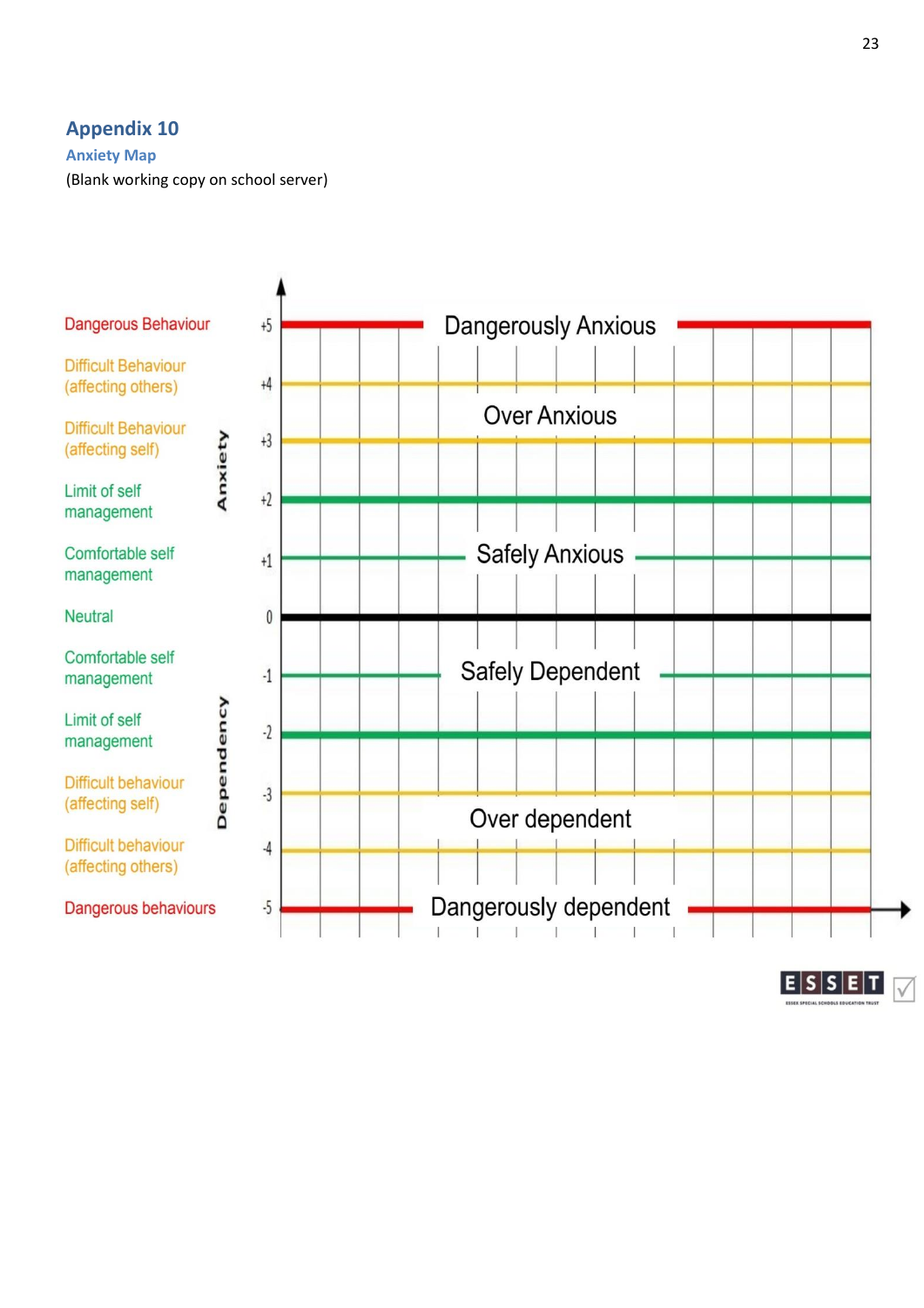## Appendix 10

### Anxiety Map

(Blank working copy on school server)

| | | Scale | Zone |
|---|---|---|---|
| Dangerous Behaviour | Anxiety | +5 | Dangerously Anxious |
| Difficult Behaviour (affecting others) | | +4 | |
| | | | Over Anxious |
| Difficult Behaviour (affecting self) | | +3 | |
| Limit of self management | | +2 | |
| Comfortable self management | | +1 | Safely Anxious |
| Neutral | | 0 | |
| Comfortable self management | Dependency | -1 | Safely Dependent |
| Limit of self management | | -2 | |
| Difficult behaviour (affecting self) | | -3 | |
| | | | Over dependent |
| Difficult behaviour (affecting others) | | -4 | |
| Dangerous behaviours | | -5 | Dangerously dependent |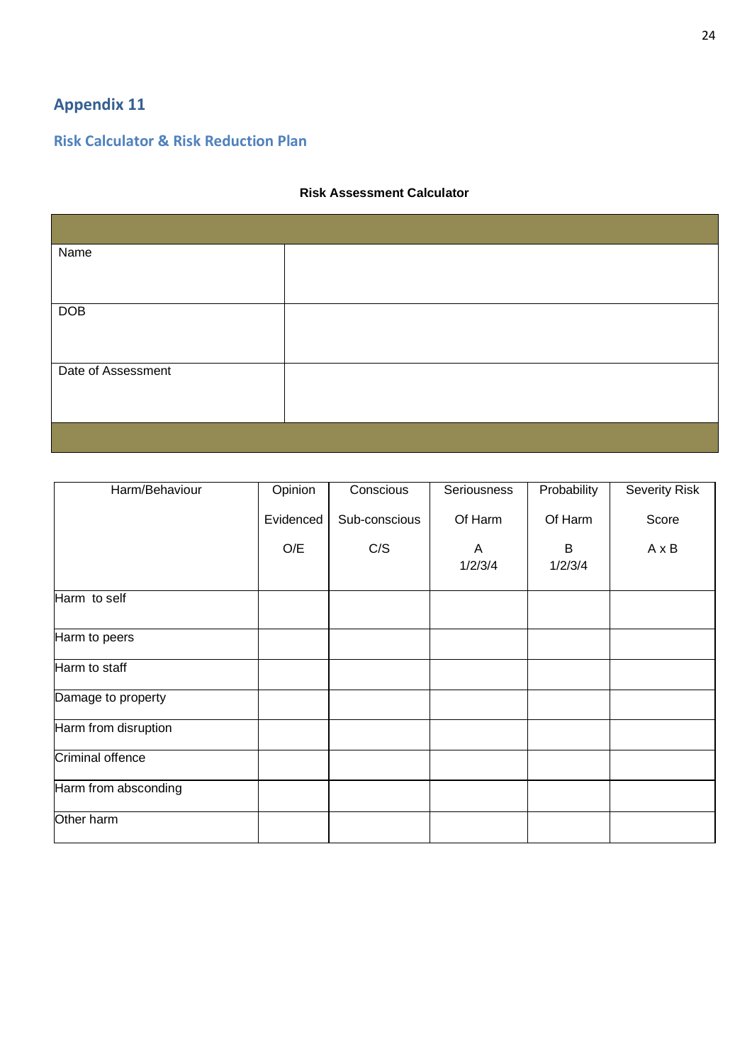## Appendix 11

### Risk Calculator & Risk Reduction Plan

**Risk Assessment Calculator**

| | |
|---|---|
| Name | |
| DOB | |
| Date of Assessment | |

| Harm/Behaviour | Opinion Evidenced O/E | Conscious Sub-conscious C/S | Seriousness Of Harm A 1/2/3/4 | Probability Of Harm B 1/2/3/4 | Severity Risk Score A x B |
|---|---|---|---|---|---|
| Harm to self | | | | | |
| Harm to peers | | | | | |
| Harm to staff | | | | | |
| Damage to property | | | | | |
| Harm from disruption | | | | | |
| Criminal offence | | | | | |
| Harm from absconding | | | | | |
| Other harm | | | | | |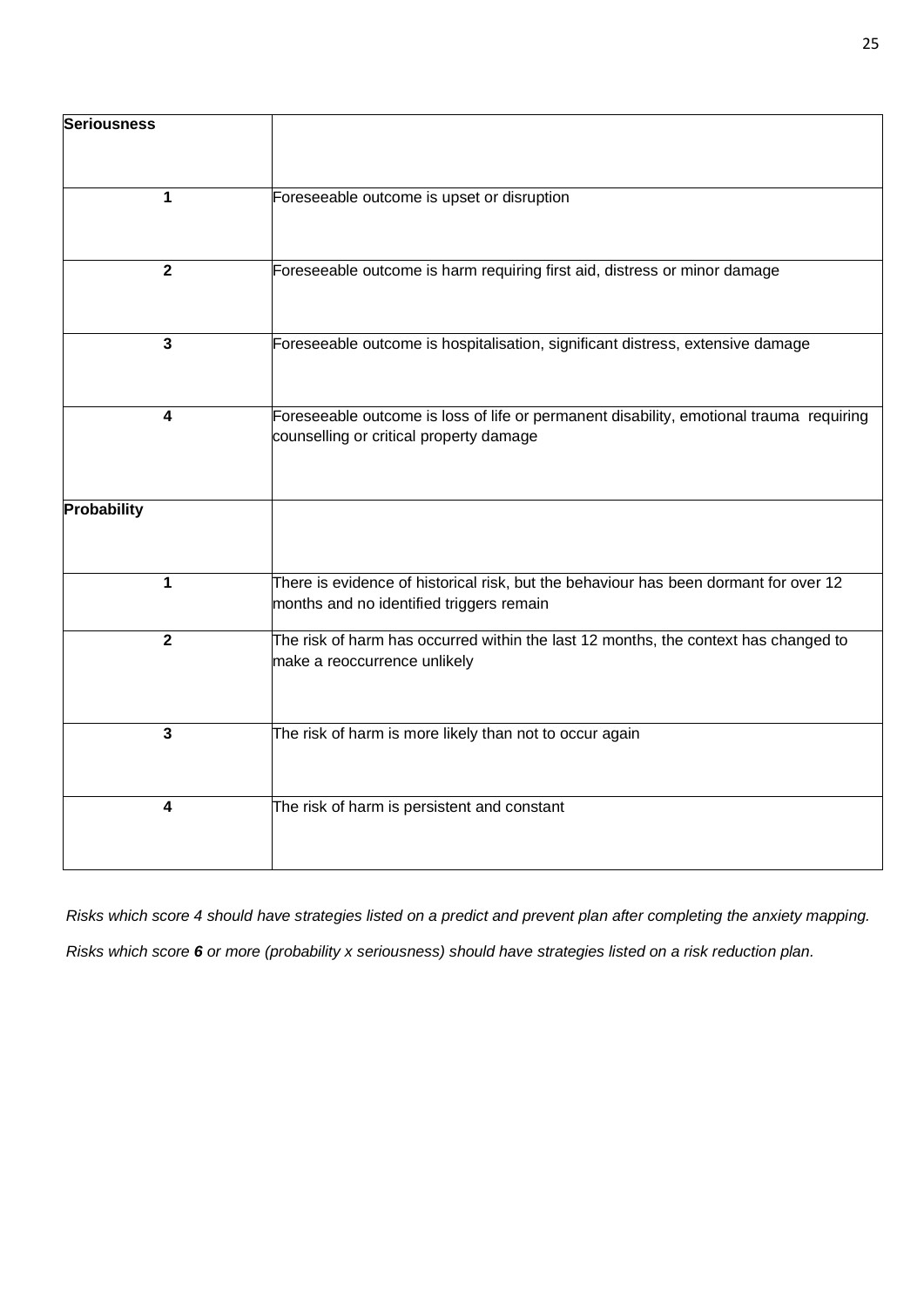| **Seriousness** | |
|---|---|
| **1** | Foreseeable outcome is upset or disruption |
| **2** | Foreseeable outcome is harm requiring first aid, distress or minor damage |
| **3** | Foreseeable outcome is hospitalisation, significant distress, extensive damage |
| **4** | Foreseeable outcome is loss of life or permanent disability, emotional trauma requiring counselling or critical property damage |
| **Probability** | |
| **1** | There is evidence of historical risk, but the behaviour has been dormant for over 12 months and no identified triggers remain |
| **2** | The risk of harm has occurred within the last 12 months, the context has changed to make a reoccurrence unlikely |
| **3** | The risk of harm is more likely than not to occur again |
| **4** | The risk of harm is persistent and constant |

*Risks which score 4 should have strategies listed on a predict and prevent plan after completing the anxiety mapping.*

*Risks which score **6** or more (probability x seriousness) should have strategies listed on a risk reduction plan.*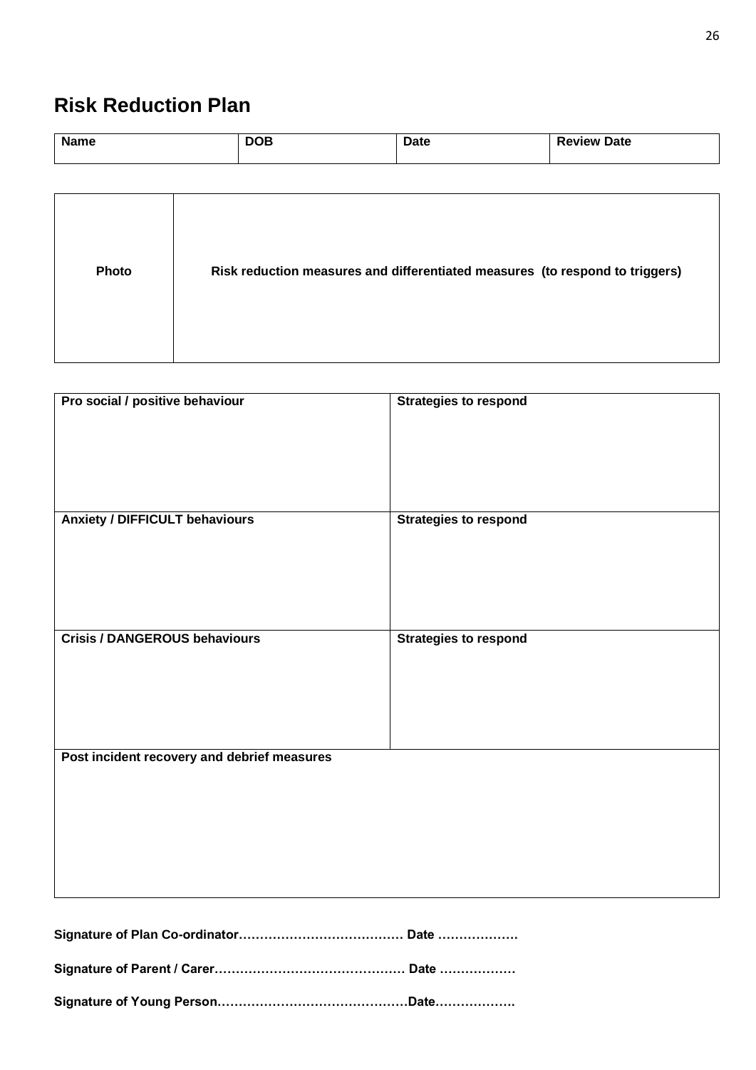# Risk Reduction Plan

| Name | DOB | Date | Review Date |
|---|---|---|---|

| Photo | Risk reduction measures and differentiated measures (to respond to triggers) |
|---|---|

| Pro social / positive behaviour | Strategies to respond |
|---|---|
| **Anxiety / DIFFICULT behaviours** | **Strategies to respond** |
| **Crisis / DANGEROUS behaviours** | **Strategies to respond** |
| **Post incident recovery and debrief measures** | |

**Signature of Plan Co-ordinator………………………………… Date ………………**

**Signature of Parent / Carer……………………………………… Date ………………**

**Signature of Young Person………………………………………Date……………….**